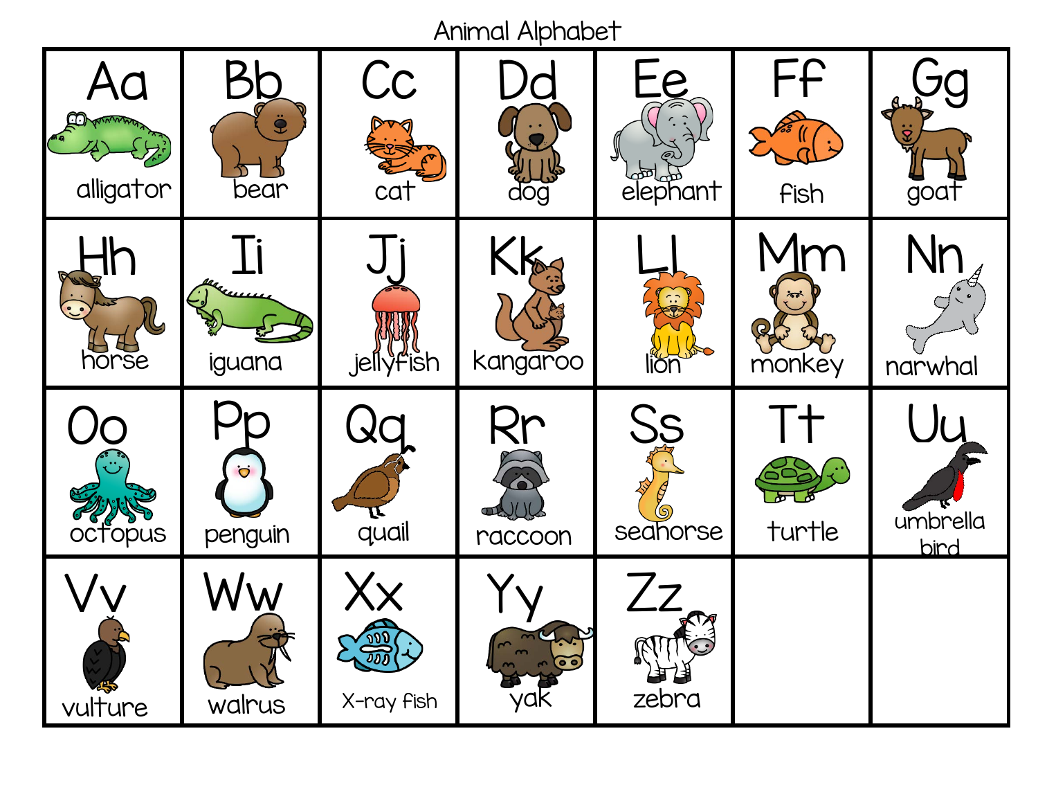# Animal Alphabet

| | | | | | | |
|---|---|---|---|---|---|---|
| Aa alligator | Bb bear | Cc cat | Dd dog | Ee elephant | Ff fish | Gg goat |
| Hh horse | Ii iguana | Jj jellyfish | Kk kangaroo | Ll lion | Mm monkey | Nn narwhal |
| Oo octopus | Pp penguin | Qq quail | Rr raccoon | Ss seahorse | Tt turtle | Uu umbrella bird |
| Vv vulture | Ww walrus | Xx X-ray fish | Yy yak | Zz zebra | | |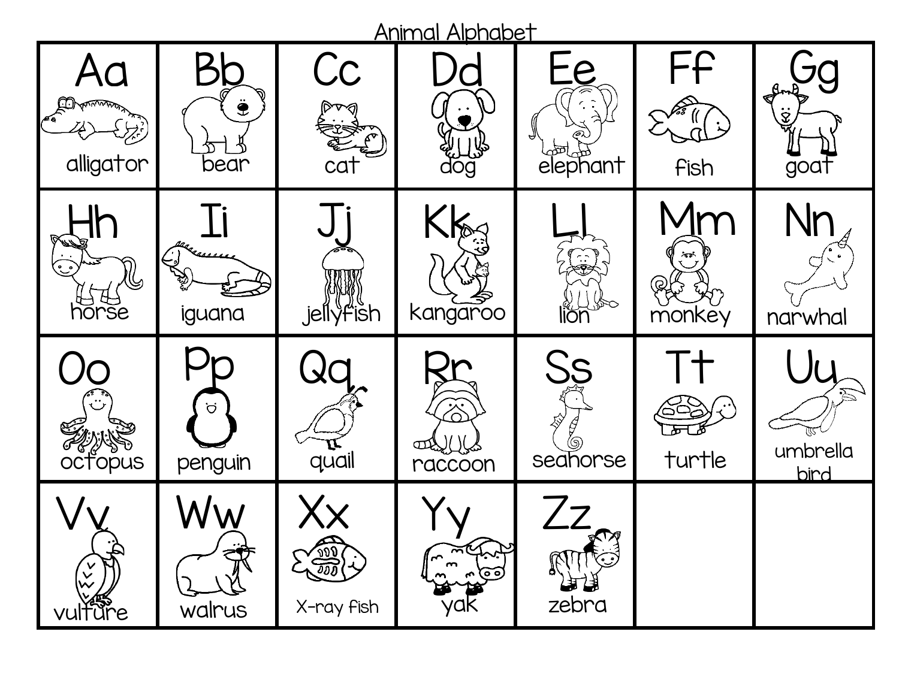# Animal Alphabet

| | | | | | | |
|---|---|---|---|---|---|---|
| Aa alligator | Bb bear | Cc cat | Dd dog | Ee elephant | Ff fish | Gg goat |
| Hh horse | Ii iguana | Jj jellyfish | Kk kangaroo | Ll lion | Mm monkey | Nn narwhal |
| Oo octopus | Pp penguin | Qq quail | Rr raccoon | Ss seahorse | Tt turtle | Uu umbrella bird |
| Vv vulture | Ww walrus | Xx X-ray fish | Yy yak | Zz zebra | | |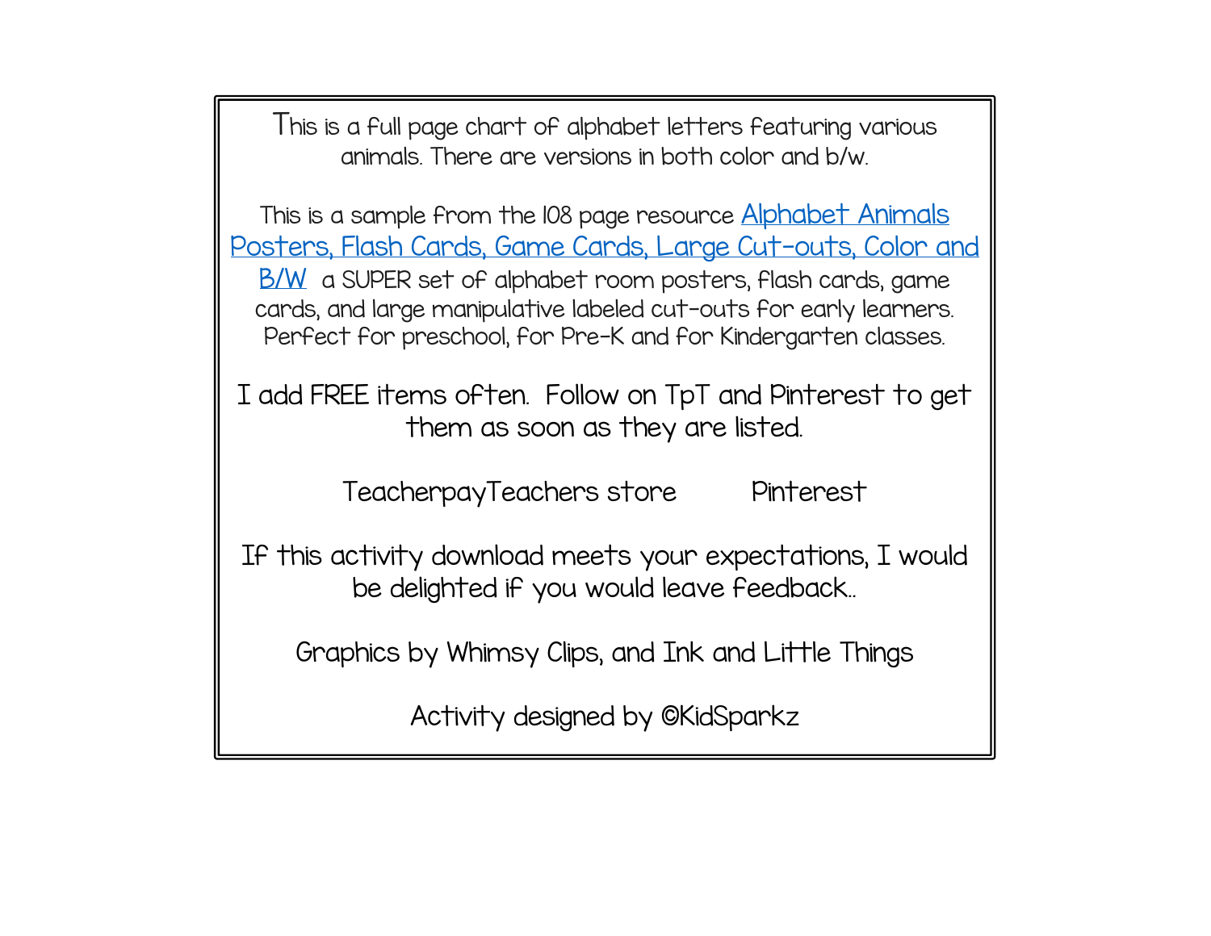This is a full page chart of alphabet letters featuring various animals. There are versions in both color and b/w.

This is a sample from the 108 page resource Alphabet Animals Posters, Flash Cards, Game Cards, Large Cut-outs, Color and B/W a SUPER set of alphabet room posters, flash cards, game cards, and large manipulative labeled cut-outs for early learners. Perfect for preschool, for Pre-K and for Kindergarten classes.

I add FREE items often. Follow on TpT and Pinterest to get them as soon as they are listed.

TeacherpayTeachers store Pinterest

If this activity download meets your expectations, I would be delighted if you would leave feedback..

Graphics by Whimsy Clips, and Ink and Little Things

Activity designed by ©KidSparkz